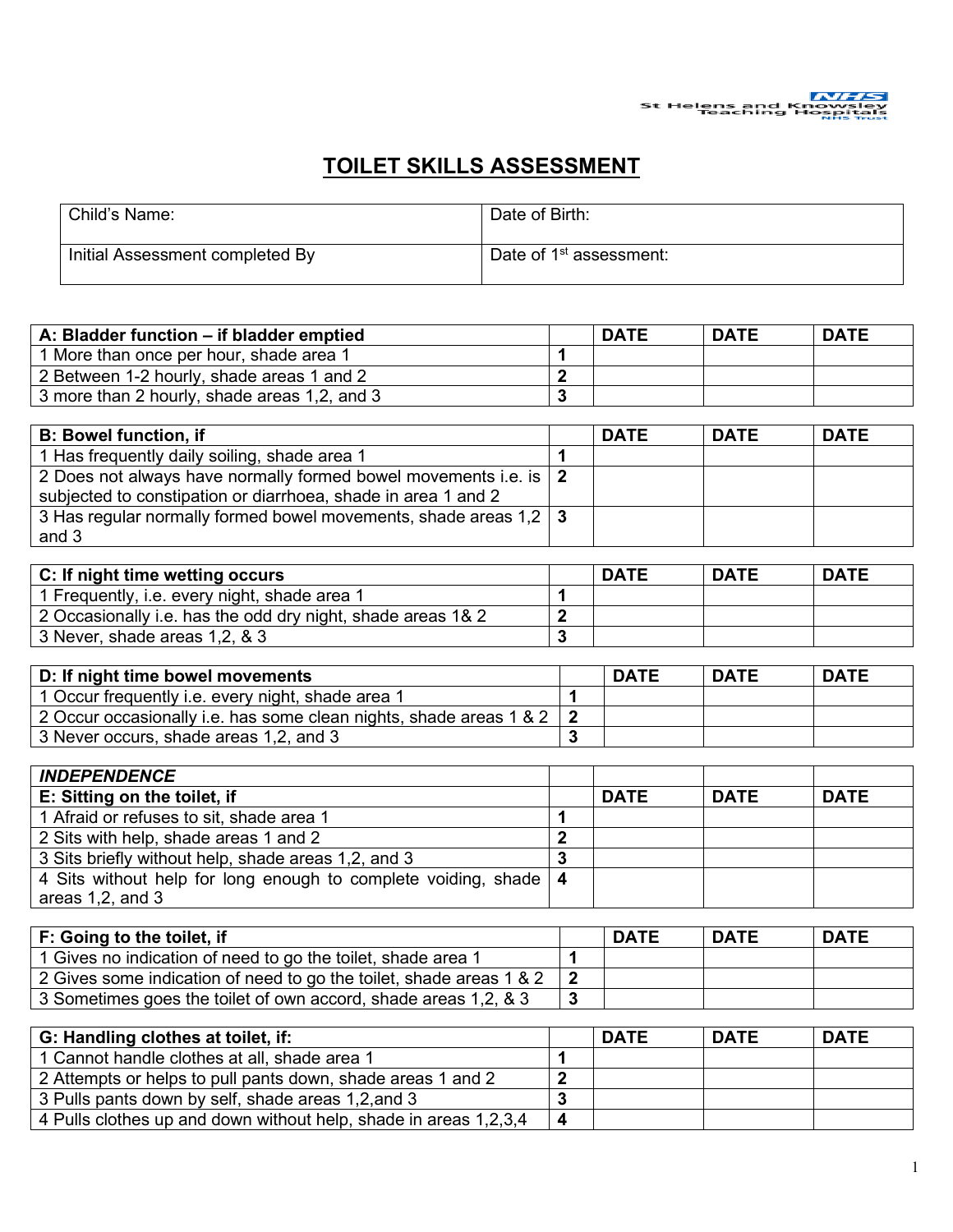St Helens and Knowsley Teaching Hospitals NHS Trust

# TOILET SKILLS ASSESSMENT

| Child's Name: | Date of Birth: |
|---|---|
| Initial Assessment completed By | Date of 1st assessment: |

| A: Bladder function – if bladder emptied | | DATE | DATE | DATE |
|---|---|---|---|---|
| 1 More than once per hour, shade area 1 | 1 | | | |
| 2 Between 1-2 hourly, shade areas 1 and 2 | 2 | | | |
| 3 more than 2 hourly, shade areas 1,2, and 3 | 3 | | | |

| B: Bowel function, if | | DATE | DATE | DATE |
|---|---|---|---|---|
| 1 Has frequently daily soiling, shade area 1 | 1 | | | |
| 2 Does not always have normally formed bowel movements i.e. is subjected to constipation or diarrhoea, shade in area 1 and 2 | 2 | | | |
| 3 Has regular normally formed bowel movements, shade areas 1,2 and 3 | 3 | | | |

| C: If night time wetting occurs | | DATE | DATE | DATE |
|---|---|---|---|---|
| 1 Frequently, i.e. every night, shade area 1 | 1 | | | |
| 2 Occasionally i.e. has the odd dry night, shade areas 1& 2 | 2 | | | |
| 3 Never, shade areas 1,2, & 3 | 3 | | | |

| D: If night time bowel movements | | DATE | DATE | DATE |
|---|---|---|---|---|
| 1 Occur frequently i.e. every night, shade area 1 | 1 | | | |
| 2 Occur occasionally i.e. has some clean nights, shade areas 1 & 2 | 2 | | | |
| 3 Never occurs, shade areas 1,2, and 3 | 3 | | | |

| *INDEPENDENCE* | | | | |
|---|---|---|---|---|
| **E: Sitting on the toilet, if** | | **DATE** | **DATE** | **DATE** |
| 1 Afraid or refuses to sit, shade area 1 | 1 | | | |
| 2 Sits with help, shade areas 1 and 2 | 2 | | | |
| 3 Sits briefly without help, shade areas 1,2, and 3 | 3 | | | |
| 4 Sits without help for long enough to complete voiding, shade areas 1,2, and 3 | 4 | | | |

| F: Going to the toilet, if | | DATE | DATE | DATE |
|---|---|---|---|---|
| 1 Gives no indication of need to go the toilet, shade area 1 | 1 | | | |
| 2 Gives some indication of need to go the toilet, shade areas 1 & 2 | 2 | | | |
| 3 Sometimes goes the toilet of own accord, shade areas 1,2, & 3 | 3 | | | |

| G: Handling clothes at toilet, if: | | DATE | DATE | DATE |
|---|---|---|---|---|
| 1 Cannot handle clothes at all, shade area 1 | 1 | | | |
| 2 Attempts or helps to pull pants down, shade areas 1 and 2 | 2 | | | |
| 3 Pulls pants down by self, shade areas 1,2,and 3 | 3 | | | |
| 4 Pulls clothes up and down without help, shade in areas 1,2,3,4 | 4 | | | |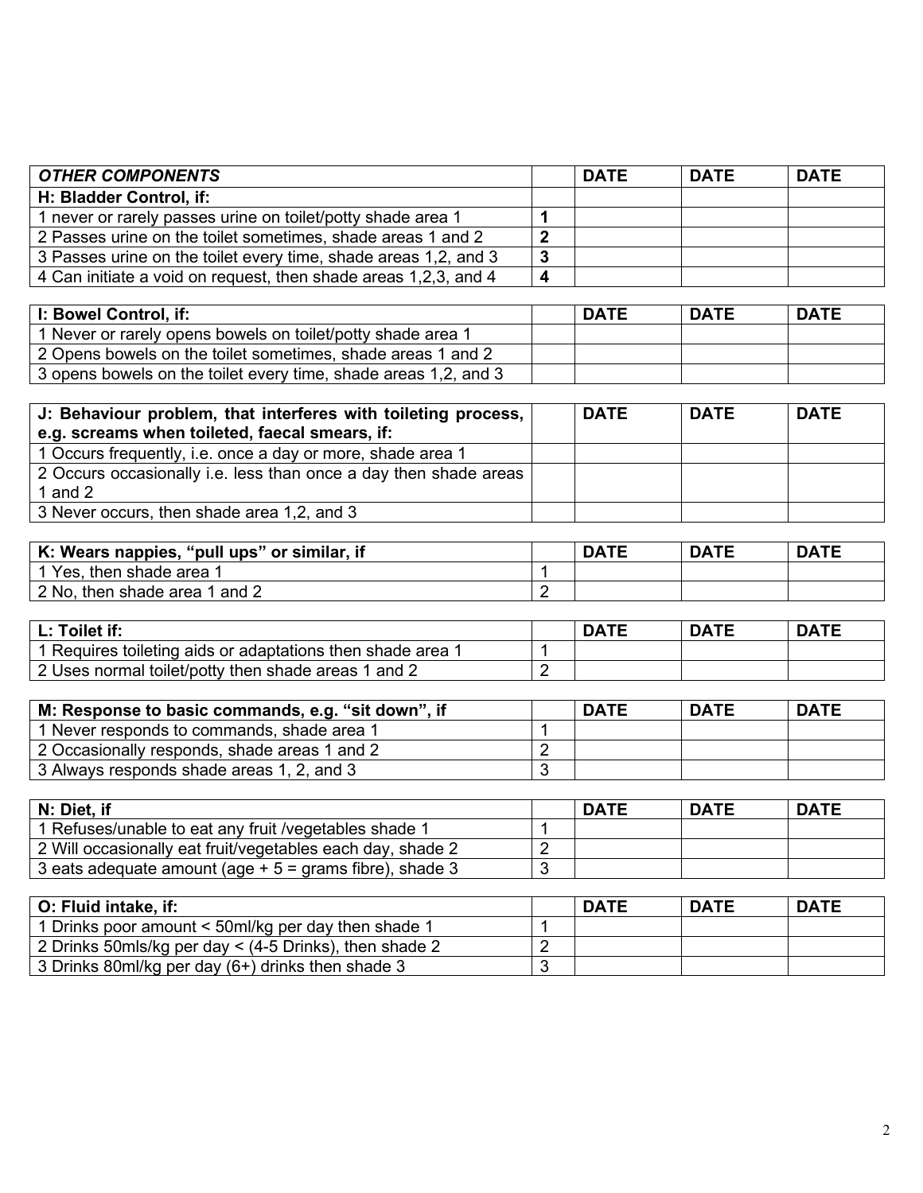| *OTHER COMPONENTS* | | DATE | DATE | DATE |
|---|---|---|---|---|
| **H: Bladder Control, if:** | | | | |
| 1 never or rarely passes urine on toilet/potty shade area 1 | **1** | | | |
| 2 Passes urine on the toilet sometimes, shade areas 1 and 2 | **2** | | | |
| 3 Passes urine on the toilet every time, shade areas 1,2, and 3 | **3** | | | |
| 4 Can initiate a void on request, then shade areas 1,2,3, and 4 | **4** | | | |

| **I: Bowel Control, if:** | | DATE | DATE | DATE |
|---|---|---|---|---|
| 1 Never or rarely opens bowels on toilet/potty shade area 1 | | | | |
| 2 Opens bowels on the toilet sometimes, shade areas 1 and 2 | | | | |
| 3 opens bowels on the toilet every time, shade areas 1,2, and 3 | | | | |

| **J: Behaviour problem, that interferes with toileting process, e.g. screams when toileted, faecal smears, if:** | | DATE | DATE | DATE |
|---|---|---|---|---|
| 1 Occurs frequently, i.e. once a day or more, shade area 1 | | | | |
| 2 Occurs occasionally i.e. less than once a day then shade areas 1 and 2 | | | | |
| 3 Never occurs, then shade area 1,2, and 3 | | | | |

| **K: Wears nappies, "pull ups" or similar, if** | | DATE | DATE | DATE |
|---|---|---|---|---|
| 1 Yes, then shade area 1 | 1 | | | |
| 2 No, then shade area 1 and 2 | 2 | | | |

| **L: Toilet if:** | | DATE | DATE | DATE |
|---|---|---|---|---|
| 1 Requires toileting aids or adaptations then shade area 1 | 1 | | | |
| 2 Uses normal toilet/potty then shade areas 1 and 2 | 2 | | | |

| **M: Response to basic commands, e.g. "sit down", if** | | DATE | DATE | DATE |
|---|---|---|---|---|
| 1 Never responds to commands, shade area 1 | 1 | | | |
| 2 Occasionally responds, shade areas 1 and 2 | 2 | | | |
| 3 Always responds shade areas 1, 2, and 3 | 3 | | | |

| **N: Diet, if** | | DATE | DATE | DATE |
|---|---|---|---|---|
| 1 Refuses/unable to eat any fruit /vegetables shade 1 | 1 | | | |
| 2 Will occasionally eat fruit/vegetables each day, shade 2 | 2 | | | |
| 3 eats adequate amount (age + 5 = grams fibre), shade 3 | 3 | | | |

| **O: Fluid intake, if:** | | DATE | DATE | DATE |
|---|---|---|---|---|
| 1 Drinks poor amount < 50ml/kg per day then shade 1 | 1 | | | |
| 2 Drinks 50mls/kg per day < (4-5 Drinks), then shade 2 | 2 | | | |
| 3 Drinks 80ml/kg per day (6+) drinks then shade 3 | 3 | | | |